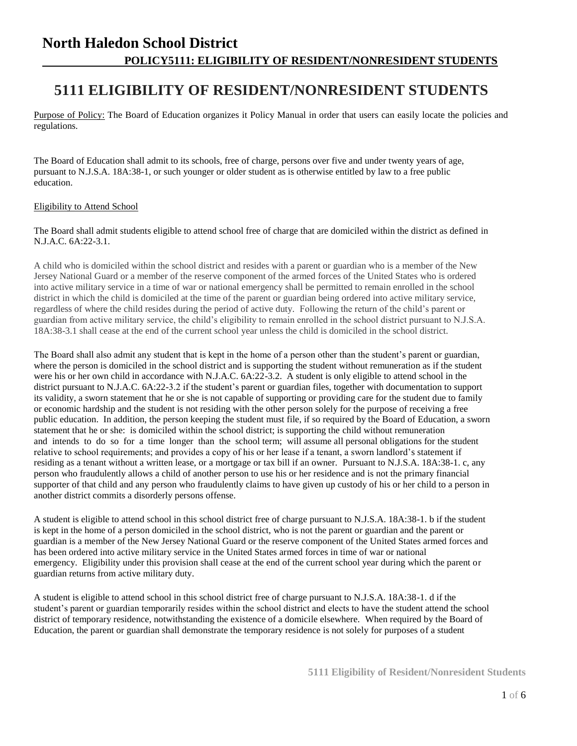# North Haledon School District

## POLICY5111: ELIGIBILITY OF RESIDENT/NONRESIDENT STUDENTS

# 5111 ELIGIBILITY OF RESIDENT/NONRESIDENT STUDENTS

Purpose of Policy: The Board of Education organizes it Policy Manual in order that users can easily locate the policies and regulations.

The Board of Education shall admit to its schools, free of charge, persons over five and under twenty years of age, pursuant to N.J.S.A. 18A:38-1, or such younger or older student as is otherwise entitled by law to a free public education.

Eligibility to Attend School

The Board shall admit students eligible to attend school free of charge that are domiciled within the district as defined in N.J.A.C. 6A:22-3.1.

A child who is domiciled within the school district and resides with a parent or guardian who is a member of the New Jersey National Guard or a member of the reserve component of the armed forces of the United States who is ordered into active military service in a time of war or national emergency shall be permitted to remain enrolled in the school district in which the child is domiciled at the time of the parent or guardian being ordered into active military service, regardless of where the child resides during the period of active duty. Following the return of the child's parent or guardian from active military service, the child's eligibility to remain enrolled in the school district pursuant to N.J.S.A. 18A:38-3.1 shall cease at the end of the current school year unless the child is domiciled in the school district.

The Board shall also admit any student that is kept in the home of a person other than the student's parent or guardian, where the person is domiciled in the school district and is supporting the student without remuneration as if the student were his or her own child in accordance with N.J.A.C. 6A:22-3.2. A student is only eligible to attend school in the district pursuant to N.J.A.C. 6A:22-3.2 if the student's parent or guardian files, together with documentation to support its validity, a sworn statement that he or she is not capable of supporting or providing care for the student due to family or economic hardship and the student is not residing with the other person solely for the purpose of receiving a free public education. In addition, the person keeping the student must file, if so required by the Board of Education, a sworn statement that he or she: is domiciled within the school district; is supporting the child without remuneration and intends to do so for a time longer than the school term; will assume all personal obligations for the student relative to school requirements; and provides a copy of his or her lease if a tenant, a sworn landlord's statement if residing as a tenant without a written lease, or a mortgage or tax bill if an owner. Pursuant to N.J.S.A. 18A:38-1. c, any person who fraudulently allows a child of another person to use his or her residence and is not the primary financial supporter of that child and any person who fraudulently claims to have given up custody of his or her child to a person in another district commits a disorderly persons offense.

A student is eligible to attend school in this school district free of charge pursuant to N.J.S.A. 18A:38-1. b if the student is kept in the home of a person domiciled in the school district, who is not the parent or guardian and the parent or guardian is a member of the New Jersey National Guard or the reserve component of the United States armed forces and has been ordered into active military service in the United States armed forces in time of war or national emergency. Eligibility under this provision shall cease at the end of the current school year during which the parent or guardian returns from active military duty.

A student is eligible to attend school in this school district free of charge pursuant to N.J.S.A. 18A:38-1. d if the student's parent or guardian temporarily resides within the school district and elects to have the student attend the school district of temporary residence, notwithstanding the existence of a domicile elsewhere. When required by the Board of Education, the parent or guardian shall demonstrate the temporary residence is not solely for purposes of a student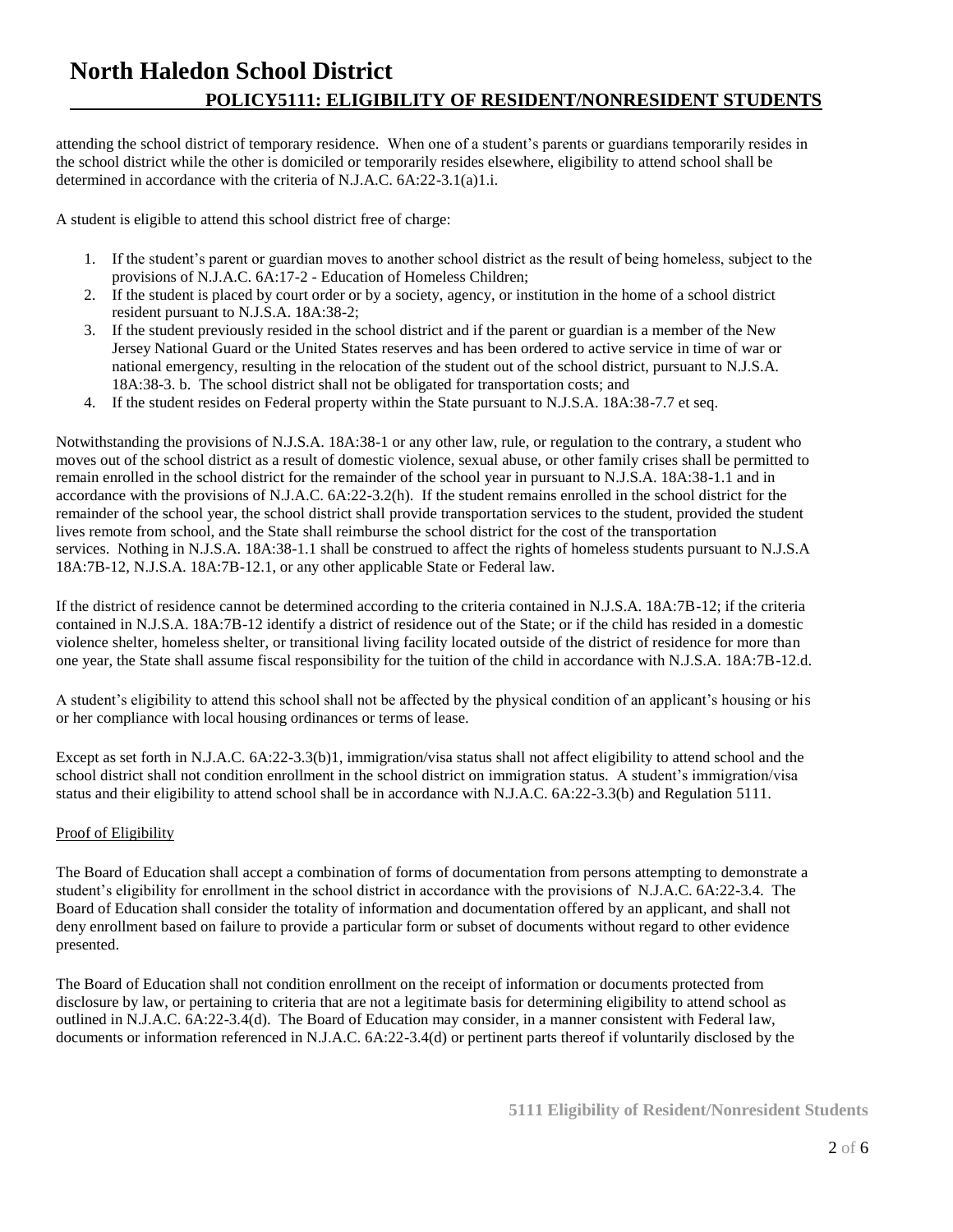attending the school district of temporary residence. When one of a student's parents or guardians temporarily resides in the school district while the other is domiciled or temporarily resides elsewhere, eligibility to attend school shall be determined in accordance with the criteria of N.J.A.C. 6A:22-3.1(a)1.i.

A student is eligible to attend this school district free of charge:

1. If the student's parent or guardian moves to another school district as the result of being homeless, subject to the provisions of N.J.A.C. 6A:17-2 - Education of Homeless Children;
2. If the student is placed by court order or by a society, agency, or institution in the home of a school district resident pursuant to N.J.S.A. 18A:38-2;
3. If the student previously resided in the school district and if the parent or guardian is a member of the New Jersey National Guard or the United States reserves and has been ordered to active service in time of war or national emergency, resulting in the relocation of the student out of the school district, pursuant to N.J.S.A. 18A:38-3. b. The school district shall not be obligated for transportation costs; and
4. If the student resides on Federal property within the State pursuant to N.J.S.A. 18A:38-7.7 et seq.

Notwithstanding the provisions of N.J.S.A. 18A:38-1 or any other law, rule, or regulation to the contrary, a student who moves out of the school district as a result of domestic violence, sexual abuse, or other family crises shall be permitted to remain enrolled in the school district for the remainder of the school year in pursuant to N.J.S.A. 18A:38-1.1 and in accordance with the provisions of N.J.A.C. 6A:22-3.2(h). If the student remains enrolled in the school district for the remainder of the school year, the school district shall provide transportation services to the student, provided the student lives remote from school, and the State shall reimburse the school district for the cost of the transportation services. Nothing in N.J.S.A. 18A:38-1.1 shall be construed to affect the rights of homeless students pursuant to N.J.S.A 18A:7B-12, N.J.S.A. 18A:7B-12.1, or any other applicable State or Federal law.

If the district of residence cannot be determined according to the criteria contained in N.J.S.A. 18A:7B-12; if the criteria contained in N.J.S.A. 18A:7B-12 identify a district of residence out of the State; or if the child has resided in a domestic violence shelter, homeless shelter, or transitional living facility located outside of the district of residence for more than one year, the State shall assume fiscal responsibility for the tuition of the child in accordance with N.J.S.A. 18A:7B-12.d.

A student's eligibility to attend this school shall not be affected by the physical condition of an applicant's housing or his or her compliance with local housing ordinances or terms of lease.

Except as set forth in N.J.A.C. 6A:22-3.3(b)1, immigration/visa status shall not affect eligibility to attend school and the school district shall not condition enrollment in the school district on immigration status. A student's immigration/visa status and their eligibility to attend school shall be in accordance with N.J.A.C. 6A:22-3.3(b) and Regulation 5111.

Proof of Eligibility

The Board of Education shall accept a combination of forms of documentation from persons attempting to demonstrate a student's eligibility for enrollment in the school district in accordance with the provisions of N.J.A.C. 6A:22-3.4. The Board of Education shall consider the totality of information and documentation offered by an applicant, and shall not deny enrollment based on failure to provide a particular form or subset of documents without regard to other evidence presented.

The Board of Education shall not condition enrollment on the receipt of information or documents protected from disclosure by law, or pertaining to criteria that are not a legitimate basis for determining eligibility to attend school as outlined in N.J.A.C. 6A:22-3.4(d). The Board of Education may consider, in a manner consistent with Federal law, documents or information referenced in N.J.A.C. 6A:22-3.4(d) or pertinent parts thereof if voluntarily disclosed by the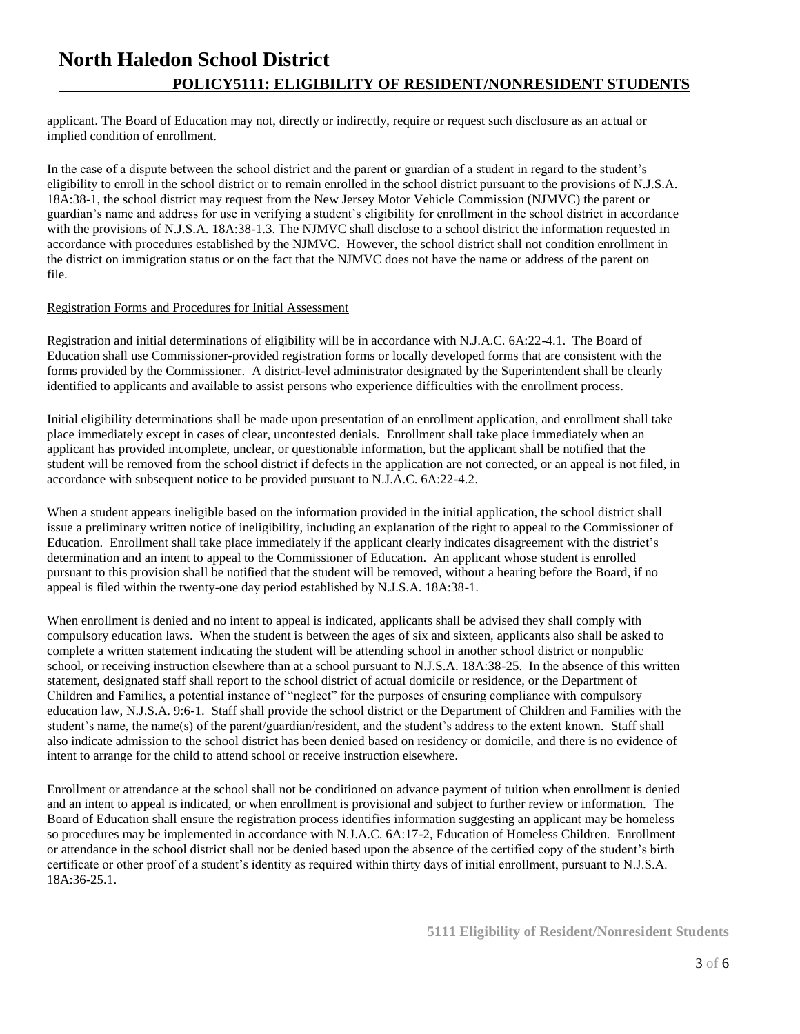applicant. The Board of Education may not, directly or indirectly, require or request such disclosure as an actual or implied condition of enrollment.

In the case of a dispute between the school district and the parent or guardian of a student in regard to the student's eligibility to enroll in the school district or to remain enrolled in the school district pursuant to the provisions of N.J.S.A. 18A:38-1, the school district may request from the New Jersey Motor Vehicle Commission (NJMVC) the parent or guardian's name and address for use in verifying a student's eligibility for enrollment in the school district in accordance with the provisions of N.J.S.A. 18A:38-1.3. The NJMVC shall disclose to a school district the information requested in accordance with procedures established by the NJMVC. However, the school district shall not condition enrollment in the district on immigration status or on the fact that the NJMVC does not have the name or address of the parent on file.

Registration Forms and Procedures for Initial Assessment

Registration and initial determinations of eligibility will be in accordance with N.J.A.C. 6A:22-4.1. The Board of Education shall use Commissioner-provided registration forms or locally developed forms that are consistent with the forms provided by the Commissioner. A district-level administrator designated by the Superintendent shall be clearly identified to applicants and available to assist persons who experience difficulties with the enrollment process.

Initial eligibility determinations shall be made upon presentation of an enrollment application, and enrollment shall take place immediately except in cases of clear, uncontested denials. Enrollment shall take place immediately when an applicant has provided incomplete, unclear, or questionable information, but the applicant shall be notified that the student will be removed from the school district if defects in the application are not corrected, or an appeal is not filed, in accordance with subsequent notice to be provided pursuant to N.J.A.C. 6A:22-4.2.

When a student appears ineligible based on the information provided in the initial application, the school district shall issue a preliminary written notice of ineligibility, including an explanation of the right to appeal to the Commissioner of Education. Enrollment shall take place immediately if the applicant clearly indicates disagreement with the district's determination and an intent to appeal to the Commissioner of Education. An applicant whose student is enrolled pursuant to this provision shall be notified that the student will be removed, without a hearing before the Board, if no appeal is filed within the twenty-one day period established by N.J.S.A. 18A:38-1.

When enrollment is denied and no intent to appeal is indicated, applicants shall be advised they shall comply with compulsory education laws. When the student is between the ages of six and sixteen, applicants also shall be asked to complete a written statement indicating the student will be attending school in another school district or nonpublic school, or receiving instruction elsewhere than at a school pursuant to N.J.S.A. 18A:38-25. In the absence of this written statement, designated staff shall report to the school district of actual domicile or residence, or the Department of Children and Families, a potential instance of "neglect" for the purposes of ensuring compliance with compulsory education law, N.J.S.A. 9:6-1. Staff shall provide the school district or the Department of Children and Families with the student's name, the name(s) of the parent/guardian/resident, and the student's address to the extent known. Staff shall also indicate admission to the school district has been denied based on residency or domicile, and there is no evidence of intent to arrange for the child to attend school or receive instruction elsewhere.

Enrollment or attendance at the school shall not be conditioned on advance payment of tuition when enrollment is denied and an intent to appeal is indicated, or when enrollment is provisional and subject to further review or information. The Board of Education shall ensure the registration process identifies information suggesting an applicant may be homeless so procedures may be implemented in accordance with N.J.A.C. 6A:17-2, Education of Homeless Children. Enrollment or attendance in the school district shall not be denied based upon the absence of the certified copy of the student's birth certificate or other proof of a student's identity as required within thirty days of initial enrollment, pursuant to N.J.S.A. 18A:36-25.1.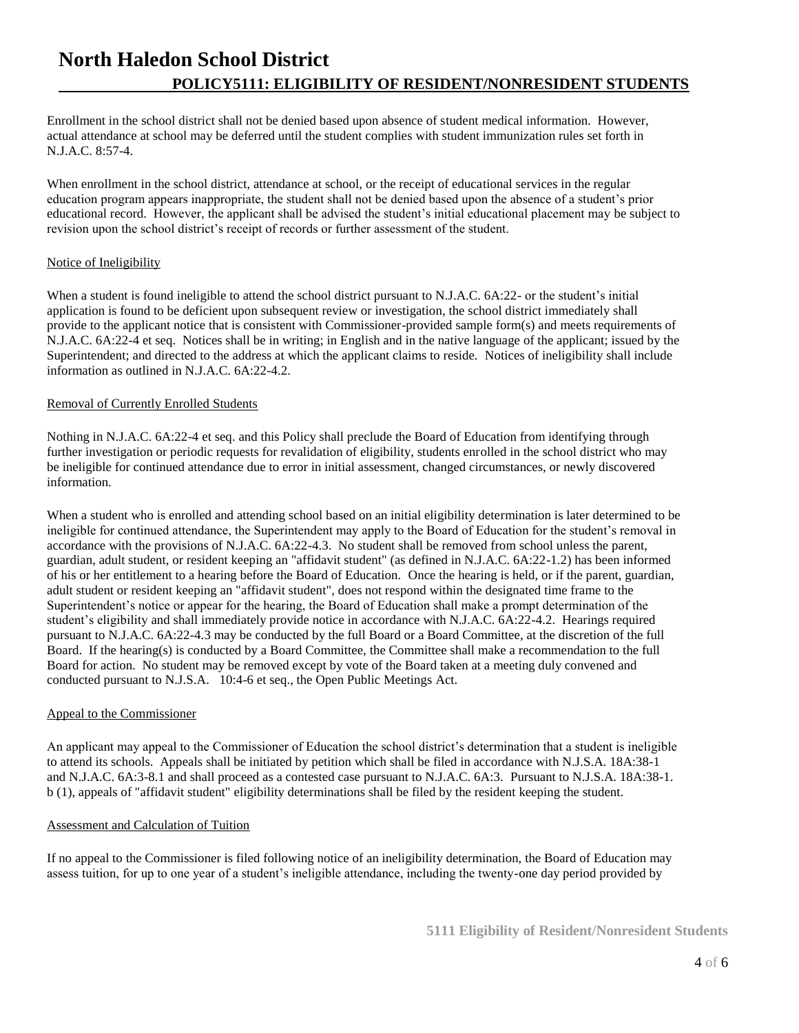Enrollment in the school district shall not be denied based upon absence of student medical information. However, actual attendance at school may be deferred until the student complies with student immunization rules set forth in N.J.A.C. 8:57-4.

When enrollment in the school district, attendance at school, or the receipt of educational services in the regular education program appears inappropriate, the student shall not be denied based upon the absence of a student's prior educational record. However, the applicant shall be advised the student's initial educational placement may be subject to revision upon the school district's receipt of records or further assessment of the student.

Notice of Ineligibility

When a student is found ineligible to attend the school district pursuant to N.J.A.C. 6A:22- or the student's initial application is found to be deficient upon subsequent review or investigation, the school district immediately shall provide to the applicant notice that is consistent with Commissioner-provided sample form(s) and meets requirements of N.J.A.C. 6A:22-4 et seq. Notices shall be in writing; in English and in the native language of the applicant; issued by the Superintendent; and directed to the address at which the applicant claims to reside. Notices of ineligibility shall include information as outlined in N.J.A.C. 6A:22-4.2.

Removal of Currently Enrolled Students

Nothing in N.J.A.C. 6A:22-4 et seq. and this Policy shall preclude the Board of Education from identifying through further investigation or periodic requests for revalidation of eligibility, students enrolled in the school district who may be ineligible for continued attendance due to error in initial assessment, changed circumstances, or newly discovered information.

When a student who is enrolled and attending school based on an initial eligibility determination is later determined to be ineligible for continued attendance, the Superintendent may apply to the Board of Education for the student's removal in accordance with the provisions of N.J.A.C. 6A:22-4.3. No student shall be removed from school unless the parent, guardian, adult student, or resident keeping an "affidavit student" (as defined in N.J.A.C. 6A:22-1.2) has been informed of his or her entitlement to a hearing before the Board of Education. Once the hearing is held, or if the parent, guardian, adult student or resident keeping an "affidavit student", does not respond within the designated time frame to the Superintendent's notice or appear for the hearing, the Board of Education shall make a prompt determination of the student's eligibility and shall immediately provide notice in accordance with N.J.A.C. 6A:22-4.2. Hearings required pursuant to N.J.A.C. 6A:22-4.3 may be conducted by the full Board or a Board Committee, at the discretion of the full Board. If the hearing(s) is conducted by a Board Committee, the Committee shall make a recommendation to the full Board for action. No student may be removed except by vote of the Board taken at a meeting duly convened and conducted pursuant to N.J.S.A. 10:4-6 et seq., the Open Public Meetings Act.

Appeal to the Commissioner

An applicant may appeal to the Commissioner of Education the school district's determination that a student is ineligible to attend its schools. Appeals shall be initiated by petition which shall be filed in accordance with N.J.S.A. 18A:38-1 and N.J.A.C. 6A:3-8.1 and shall proceed as a contested case pursuant to N.J.A.C. 6A:3. Pursuant to N.J.S.A. 18A:38-1. b (1), appeals of "affidavit student" eligibility determinations shall be filed by the resident keeping the student.

Assessment and Calculation of Tuition

If no appeal to the Commissioner is filed following notice of an ineligibility determination, the Board of Education may assess tuition, for up to one year of a student's ineligible attendance, including the twenty-one day period provided by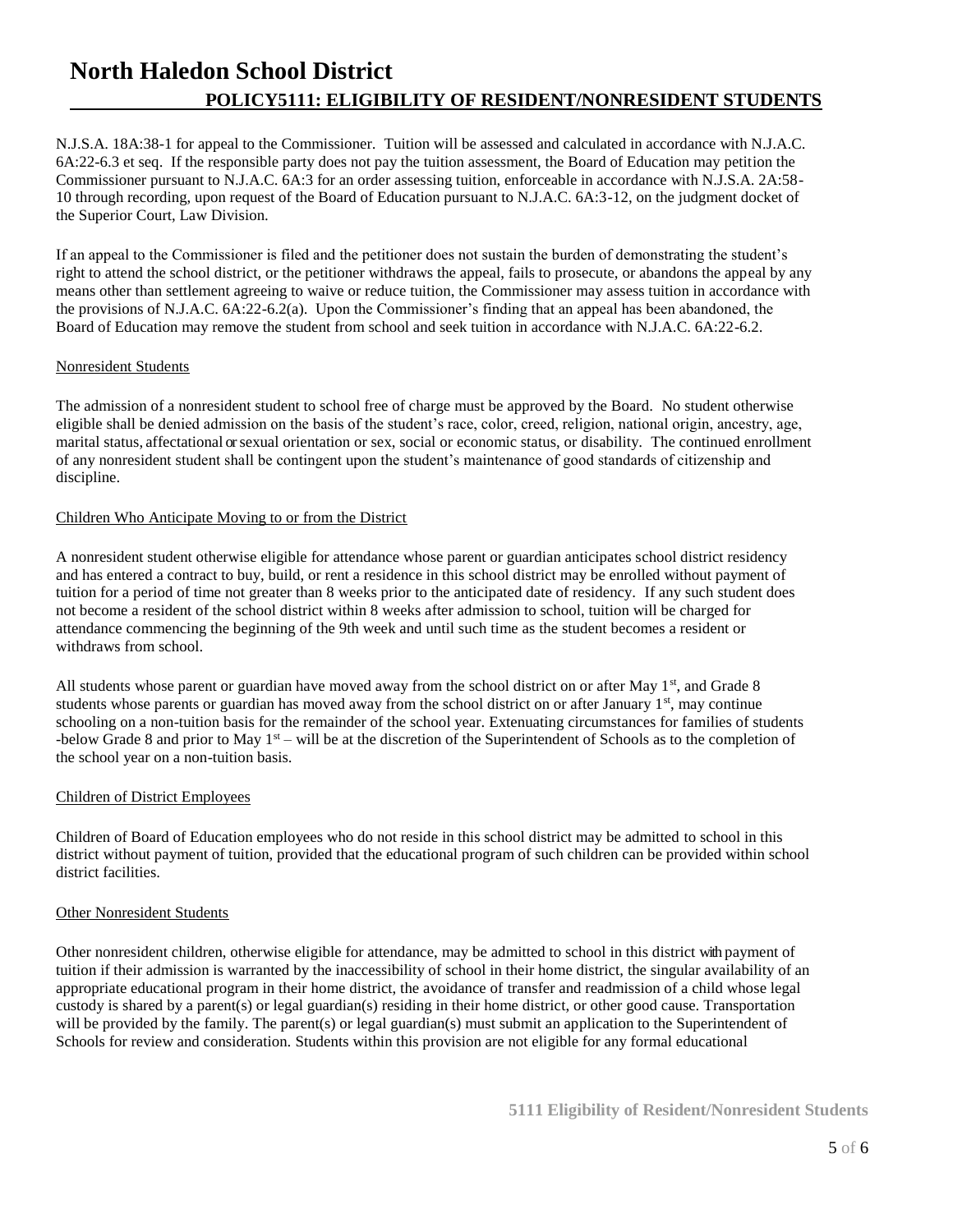N.J.S.A. 18A:38-1 for appeal to the Commissioner. Tuition will be assessed and calculated in accordance with N.J.A.C. 6A:22-6.3 et seq. If the responsible party does not pay the tuition assessment, the Board of Education may petition the Commissioner pursuant to N.J.A.C. 6A:3 for an order assessing tuition, enforceable in accordance with N.J.S.A. 2A:58-10 through recording, upon request of the Board of Education pursuant to N.J.A.C. 6A:3-12, on the judgment docket of the Superior Court, Law Division.

If an appeal to the Commissioner is filed and the petitioner does not sustain the burden of demonstrating the student's right to attend the school district, or the petitioner withdraws the appeal, fails to prosecute, or abandons the appeal by any means other than settlement agreeing to waive or reduce tuition, the Commissioner may assess tuition in accordance with the provisions of N.J.A.C. 6A:22-6.2(a). Upon the Commissioner's finding that an appeal has been abandoned, the Board of Education may remove the student from school and seek tuition in accordance with N.J.A.C. 6A:22-6.2.

Nonresident Students

The admission of a nonresident student to school free of charge must be approved by the Board. No student otherwise eligible shall be denied admission on the basis of the student's race, color, creed, religion, national origin, ancestry, age, marital status, affectational or sexual orientation or sex, social or economic status, or disability. The continued enrollment of any nonresident student shall be contingent upon the student's maintenance of good standards of citizenship and discipline.

Children Who Anticipate Moving to or from the District

A nonresident student otherwise eligible for attendance whose parent or guardian anticipates school district residency and has entered a contract to buy, build, or rent a residence in this school district may be enrolled without payment of tuition for a period of time not greater than 8 weeks prior to the anticipated date of residency. If any such student does not become a resident of the school district within 8 weeks after admission to school, tuition will be charged for attendance commencing the beginning of the 9th week and until such time as the student becomes a resident or withdraws from school.

All students whose parent or guardian have moved away from the school district on or after May 1st, and Grade 8 students whose parents or guardian has moved away from the school district on or after January 1st, may continue schooling on a non-tuition basis for the remainder of the school year. Extenuating circumstances for families of students -below Grade 8 and prior to May 1st – will be at the discretion of the Superintendent of Schools as to the completion of the school year on a non-tuition basis.

Children of District Employees

Children of Board of Education employees who do not reside in this school district may be admitted to school in this district without payment of tuition, provided that the educational program of such children can be provided within school district facilities.

Other Nonresident Students

Other nonresident children, otherwise eligible for attendance, may be admitted to school in this district with payment of tuition if their admission is warranted by the inaccessibility of school in their home district, the singular availability of an appropriate educational program in their home district, the avoidance of transfer and readmission of a child whose legal custody is shared by a parent(s) or legal guardian(s) residing in their home district, or other good cause. Transportation will be provided by the family. The parent(s) or legal guardian(s) must submit an application to the Superintendent of Schools for review and consideration. Students within this provision are not eligible for any formal educational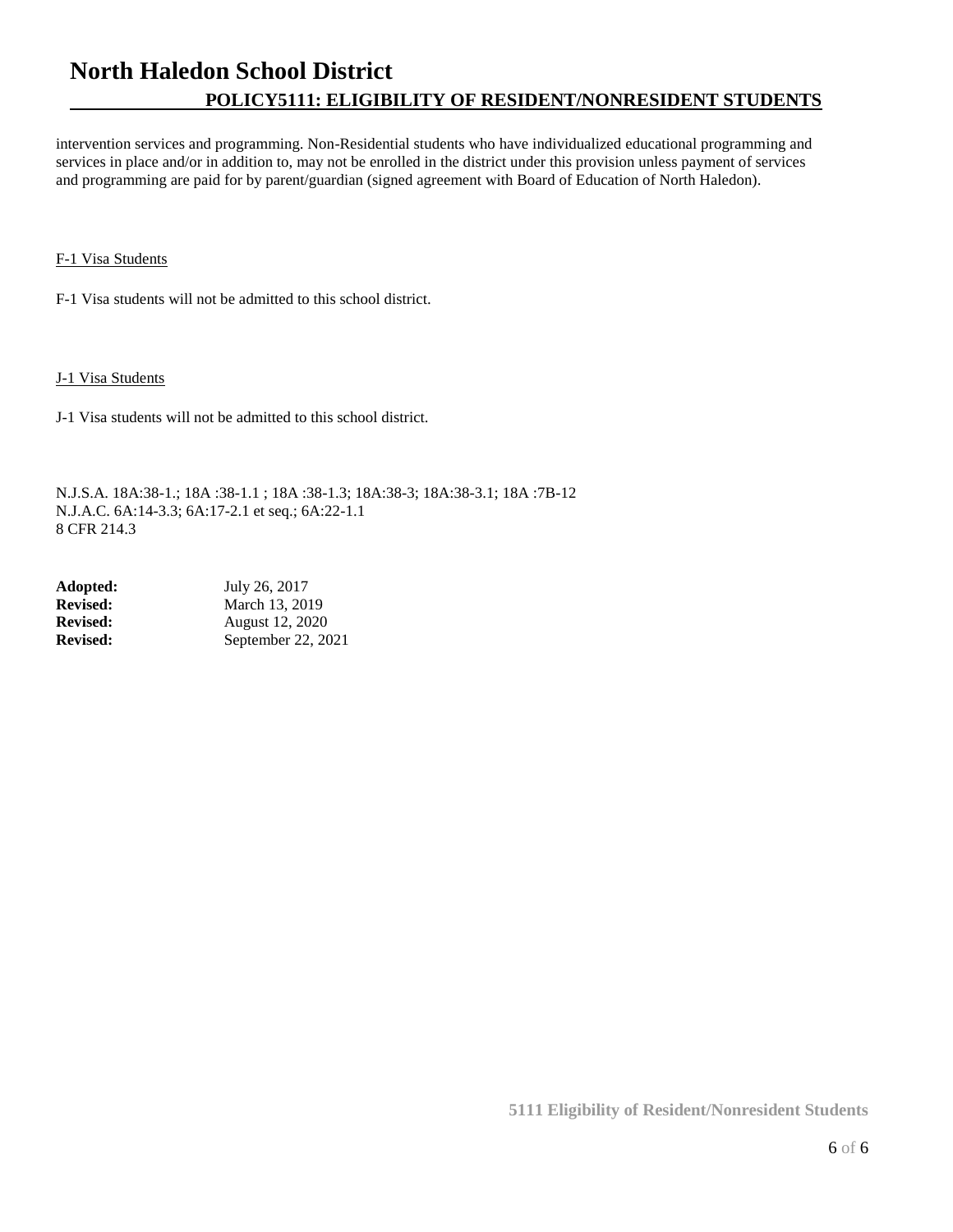intervention services and programming. Non-Residential students who have individualized educational programming and services in place and/or in addition to, may not be enrolled in the district under this provision unless payment of services and programming are paid for by parent/guardian (signed agreement with Board of Education of North Haledon).

F-1 Visa Students

F-1 Visa students will not be admitted to this school district.

J-1 Visa Students

J-1 Visa students will not be admitted to this school district.

N.J.S.A. 18A:38-1.; 18A :38-1.1 ; 18A :38-1.3; 18A:38-3; 18A:38-3.1; 18A :7B-12
N.J.A.C. 6A:14-3.3; 6A:17-2.1 et seq.; 6A:22-1.1
8 CFR 214.3

| | |
|---|---|
| **Adopted:** | July 26, 2017 |
| **Revised:** | March 13, 2019 |
| **Revised:** | August 12, 2020 |
| **Revised:** | September 22, 2021 |